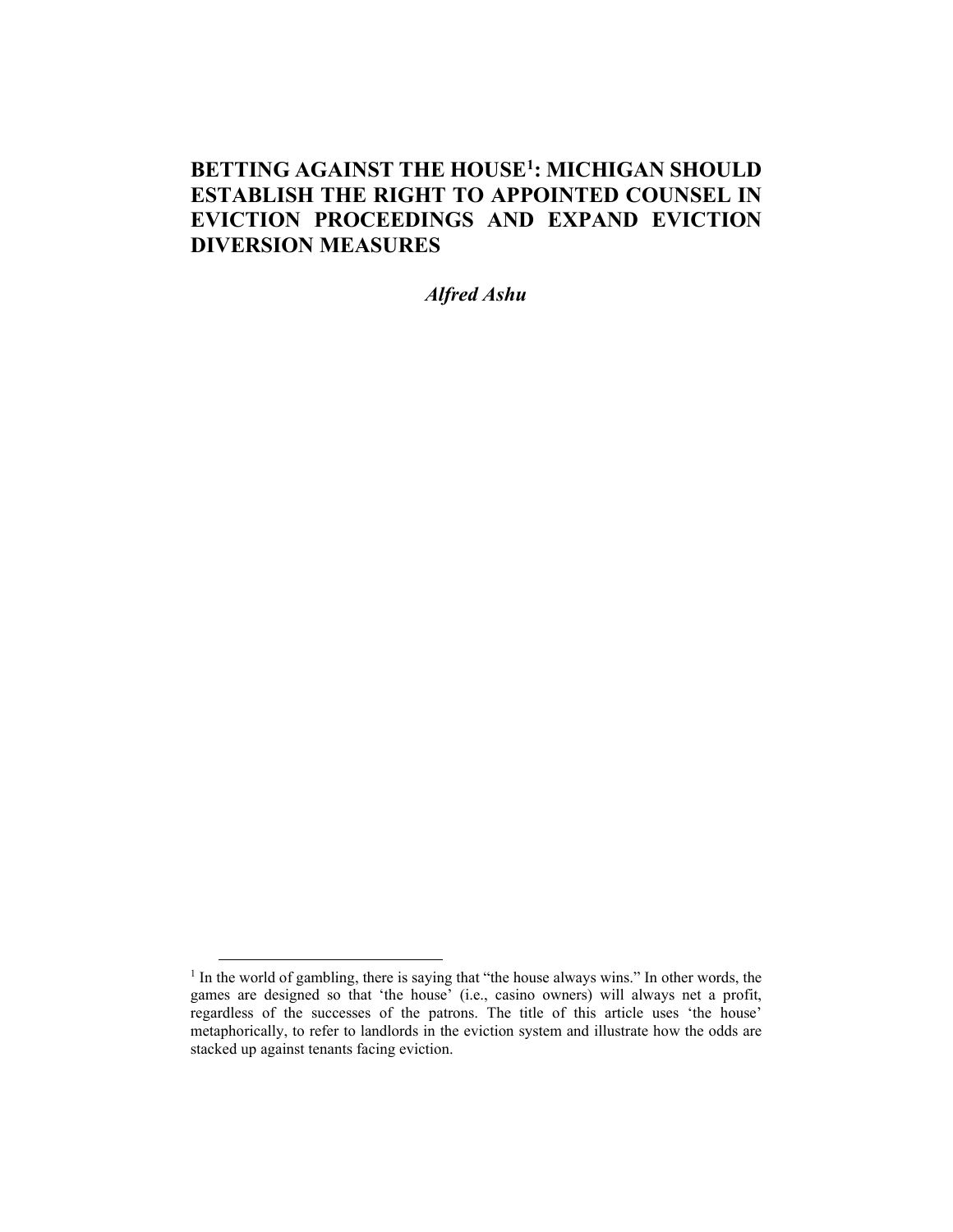# BETTING AGAINST THE HOUSE[1]: MICHIGAN SHOULD ESTABLISH THE RIGHT TO APPOINTED COUNSEL IN EVICTION PROCEEDINGS AND EXPAND EVICTION DIVERSION MEASURES

***Alfred Ashu***

---

[1] In the world of gambling, there is saying that "the house always wins." In other words, the games are designed so that 'the house' (i.e., casino owners) will always net a profit, regardless of the successes of the patrons. The title of this article uses 'the house' metaphorically, to refer to landlords in the eviction system and illustrate how the odds are stacked up against tenants facing eviction.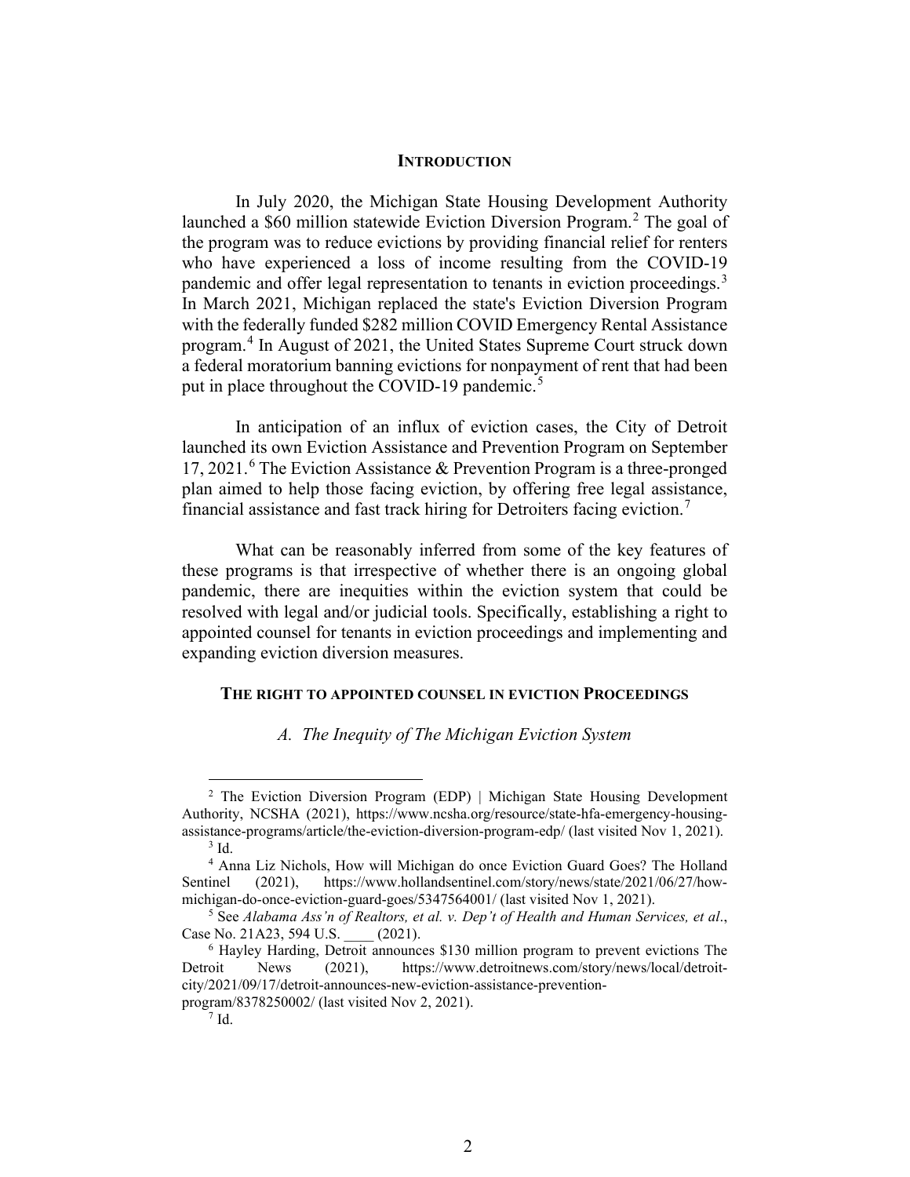## INTRODUCTION

In July 2020, the Michigan State Housing Development Authority launched a $60 million statewide Eviction Diversion Program.[2] The goal of the program was to reduce evictions by providing financial relief for renters who have experienced a loss of income resulting from the COVID-19 pandemic and offer legal representation to tenants in eviction proceedings.[3] In March 2021, Michigan replaced the state's Eviction Diversion Program with the federally funded $282 million COVID Emergency Rental Assistance program.[4] In August of 2021, the United States Supreme Court struck down a federal moratorium banning evictions for nonpayment of rent that had been put in place throughout the COVID-19 pandemic.[5]

In anticipation of an influx of eviction cases, the City of Detroit launched its own Eviction Assistance and Prevention Program on September 17, 2021.[6] The Eviction Assistance & Prevention Program is a three-pronged plan aimed to help those facing eviction, by offering free legal assistance, financial assistance and fast track hiring for Detroiters facing eviction.[7]

What can be reasonably inferred from some of the key features of these programs is that irrespective of whether there is an ongoing global pandemic, there are inequities within the eviction system that could be resolved with legal and/or judicial tools. Specifically, establishing a right to appointed counsel for tenants in eviction proceedings and implementing and expanding eviction diversion measures.

## THE RIGHT TO APPOINTED COUNSEL IN EVICTION PROCEEDINGS

### *A. The Inequity of The Michigan Eviction System*

[2] The Eviction Diversion Program (EDP) | Michigan State Housing Development Authority, NCSHA (2021), https://www.ncsha.org/resource/state-hfa-emergency-housing-assistance-programs/article/the-eviction-diversion-program-edp/ (last visited Nov 1, 2021).

[3] Id.

[4] Anna Liz Nichols, How will Michigan do once Eviction Guard Goes? The Holland Sentinel (2021), https://www.hollandsentinel.com/story/news/state/2021/06/27/how-michigan-do-once-eviction-guard-goes/5347564001/ (last visited Nov 1, 2021).

[5] See *Alabama Ass'n of Realtors, et al. v. Dep't of Health and Human Services, et al*., Case No. 21A23, 594 U.S. ____ (2021).

[6] Hayley Harding, Detroit announces $130 million program to prevent evictions The Detroit News (2021), https://www.detroitnews.com/story/news/local/detroit-city/2021/09/17/detroit-announces-new-eviction-assistance-prevention-program/8378250002/ (last visited Nov 2, 2021).

[7] Id.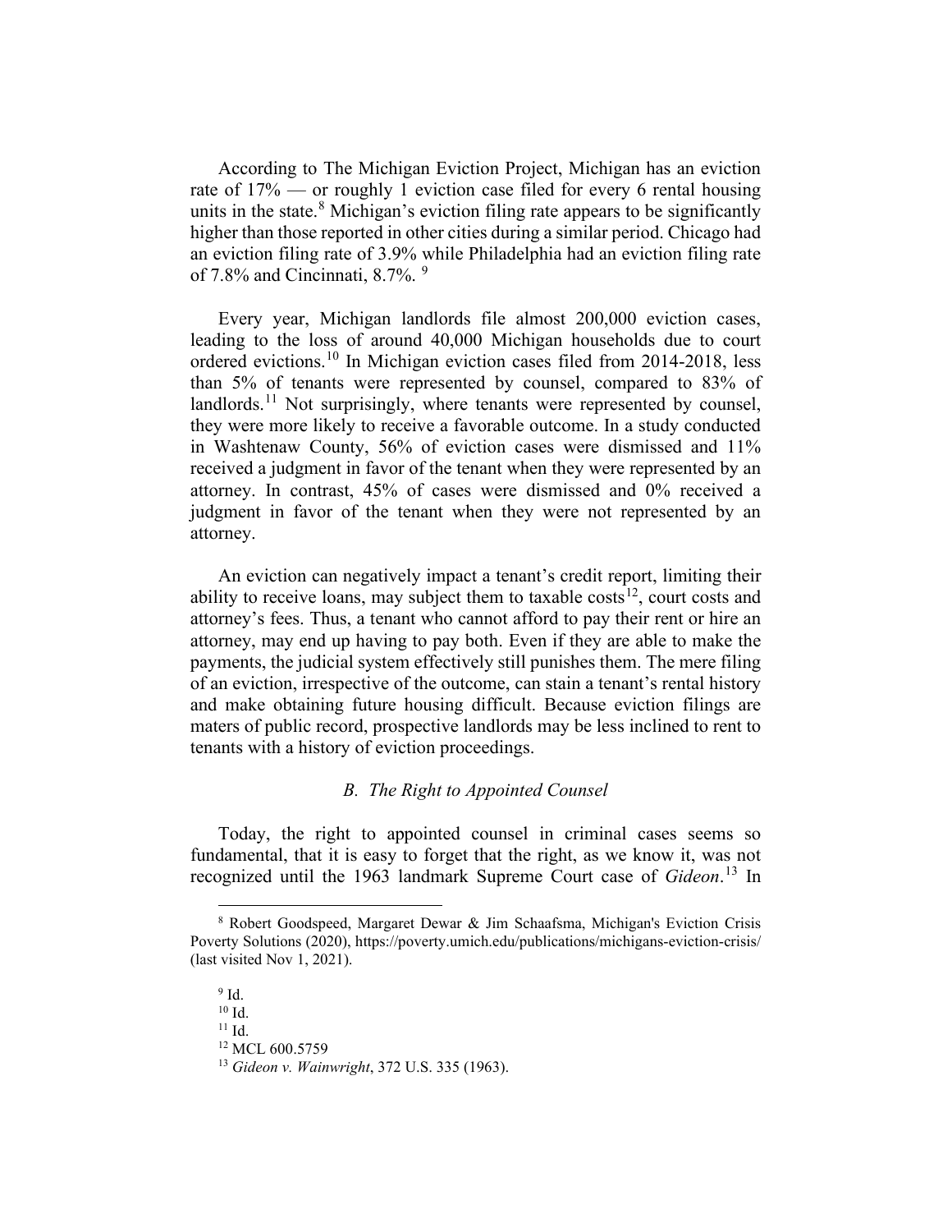According to The Michigan Eviction Project, Michigan has an eviction rate of 17% — or roughly 1 eviction case filed for every 6 rental housing units in the state.[8] Michigan's eviction filing rate appears to be significantly higher than those reported in other cities during a similar period. Chicago had an eviction filing rate of 3.9% while Philadelphia had an eviction filing rate of 7.8% and Cincinnati, 8.7%. [9]

Every year, Michigan landlords file almost 200,000 eviction cases, leading to the loss of around 40,000 Michigan households due to court ordered evictions.[10] In Michigan eviction cases filed from 2014-2018, less than 5% of tenants were represented by counsel, compared to 83% of landlords.[11] Not surprisingly, where tenants were represented by counsel, they were more likely to receive a favorable outcome. In a study conducted in Washtenaw County, 56% of eviction cases were dismissed and 11% received a judgment in favor of the tenant when they were represented by an attorney. In contrast, 45% of cases were dismissed and 0% received a judgment in favor of the tenant when they were not represented by an attorney.

An eviction can negatively impact a tenant's credit report, limiting their ability to receive loans, may subject them to taxable costs[12], court costs and attorney's fees. Thus, a tenant who cannot afford to pay their rent or hire an attorney, may end up having to pay both. Even if they are able to make the payments, the judicial system effectively still punishes them. The mere filing of an eviction, irrespective of the outcome, can stain a tenant's rental history and make obtaining future housing difficult. Because eviction filings are maters of public record, prospective landlords may be less inclined to rent to tenants with a history of eviction proceedings.

### *B. The Right to Appointed Counsel*

Today, the right to appointed counsel in criminal cases seems so fundamental, that it is easy to forget that the right, as we know it, was not recognized until the 1963 landmark Supreme Court case of *Gideon*.[13] In

---

[8] Robert Goodspeed, Margaret Dewar & Jim Schaafsma, Michigan's Eviction Crisis Poverty Solutions (2020), https://poverty.umich.edu/publications/michigans-eviction-crisis/ (last visited Nov 1, 2021).

[9] Id.

[10] Id.

[11] Id.

[12] MCL 600.5759

[13] *Gideon v. Wainwright*, 372 U.S. 335 (1963).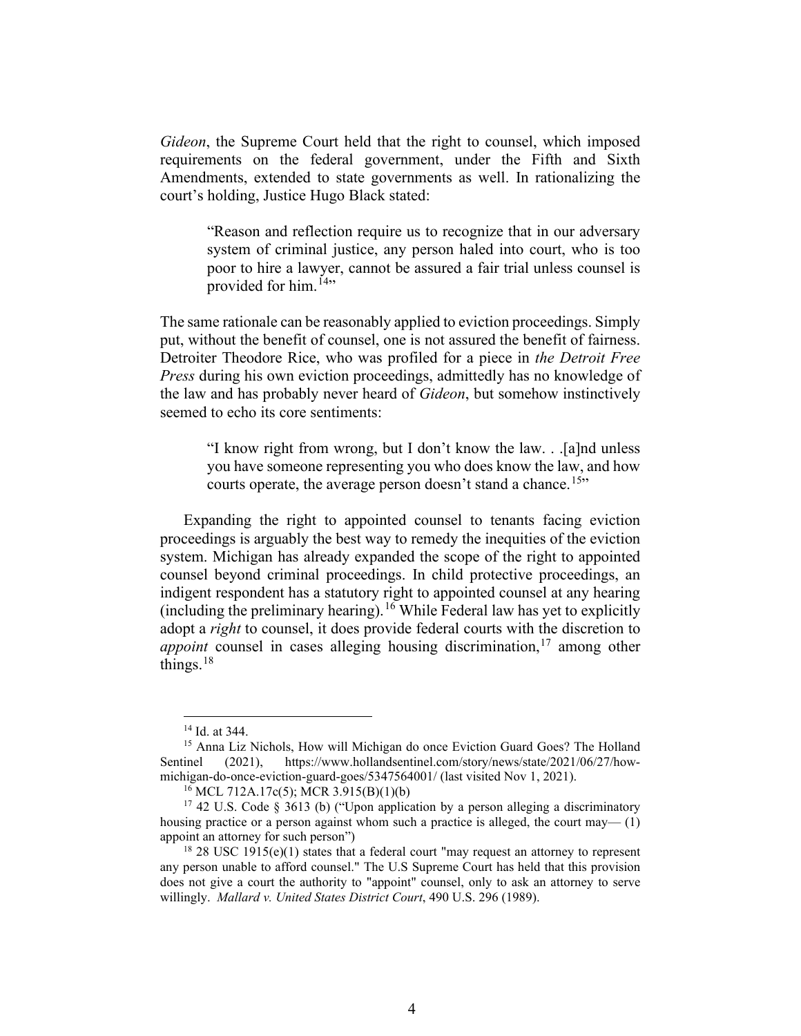*Gideon*, the Supreme Court held that the right to counsel, which imposed requirements on the federal government, under the Fifth and Sixth Amendments, extended to state governments as well. In rationalizing the court's holding, Justice Hugo Black stated:

> "Reason and reflection require us to recognize that in our adversary system of criminal justice, any person haled into court, who is too poor to hire a lawyer, cannot be assured a fair trial unless counsel is provided for him.[14]"

The same rationale can be reasonably applied to eviction proceedings. Simply put, without the benefit of counsel, one is not assured the benefit of fairness. Detroiter Theodore Rice, who was profiled for a piece in *the Detroit Free Press* during his own eviction proceedings, admittedly has no knowledge of the law and has probably never heard of *Gideon*, but somehow instinctively seemed to echo its core sentiments:

> "I know right from wrong, but I don't know the law. . .[a]nd unless you have someone representing you who does know the law, and how courts operate, the average person doesn't stand a chance.[15]"

Expanding the right to appointed counsel to tenants facing eviction proceedings is arguably the best way to remedy the inequities of the eviction system. Michigan has already expanded the scope of the right to appointed counsel beyond criminal proceedings. In child protective proceedings, an indigent respondent has a statutory right to appointed counsel at any hearing (including the preliminary hearing).[16] While Federal law has yet to explicitly adopt a *right* to counsel, it does provide federal courts with the discretion to *appoint* counsel in cases alleging housing discrimination,[17] among other things.[18]

---

[14] Id. at 344.

[15] Anna Liz Nichols, How will Michigan do once Eviction Guard Goes? The Holland Sentinel (2021), https://www.hollandsentinel.com/story/news/state/2021/06/27/how-michigan-do-once-eviction-guard-goes/5347564001/ (last visited Nov 1, 2021).

[16] MCL 712A.17c(5); MCR 3.915(B)(1)(b)

[17] 42 U.S. Code § 3613 (b) ("Upon application by a person alleging a discriminatory housing practice or a person against whom such a practice is alleged, the court may— (1) appoint an attorney for such person")

[18] 28 USC 1915(e)(1) states that a federal court "may request an attorney to represent any person unable to afford counsel." The U.S Supreme Court has held that this provision does not give a court the authority to "appoint" counsel, only to ask an attorney to serve willingly. *Mallard v. United States District Court*, 490 U.S. 296 (1989).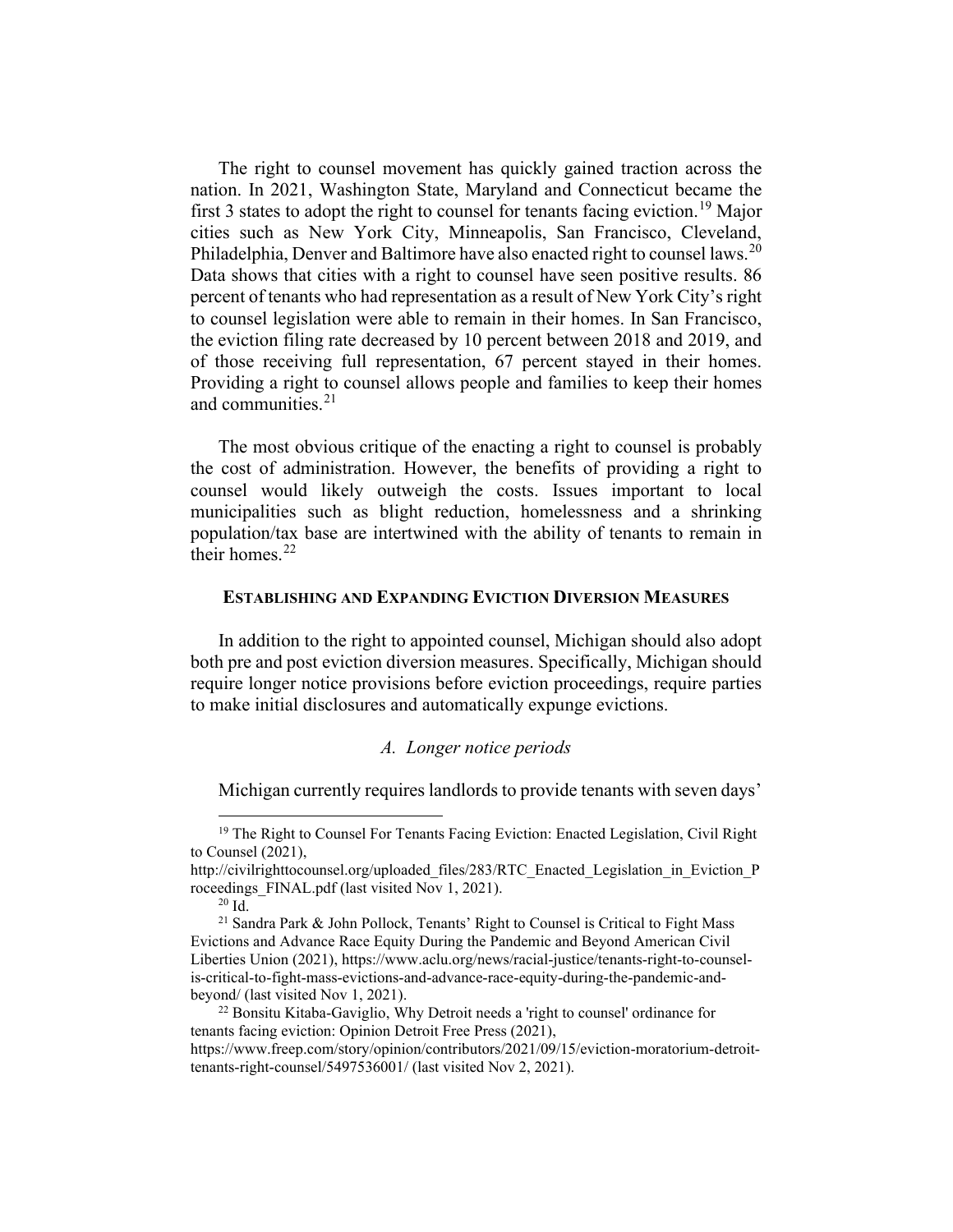The right to counsel movement has quickly gained traction across the nation. In 2021, Washington State, Maryland and Connecticut became the first 3 states to adopt the right to counsel for tenants facing eviction.[19] Major cities such as New York City, Minneapolis, San Francisco, Cleveland, Philadelphia, Denver and Baltimore have also enacted right to counsel laws.[20] Data shows that cities with a right to counsel have seen positive results. 86 percent of tenants who had representation as a result of New York City's right to counsel legislation were able to remain in their homes. In San Francisco, the eviction filing rate decreased by 10 percent between 2018 and 2019, and of those receiving full representation, 67 percent stayed in their homes. Providing a right to counsel allows people and families to keep their homes and communities.[21]

The most obvious critique of the enacting a right to counsel is probably the cost of administration. However, the benefits of providing a right to counsel would likely outweigh the costs. Issues important to local municipalities such as blight reduction, homelessness and a shrinking population/tax base are intertwined with the ability of tenants to remain in their homes.[22]

## ESTABLISHING AND EXPANDING EVICTION DIVERSION MEASURES

In addition to the right to appointed counsel, Michigan should also adopt both pre and post eviction diversion measures. Specifically, Michigan should require longer notice provisions before eviction proceedings, require parties to make initial disclosures and automatically expunge evictions.

### *A. Longer notice periods*

Michigan currently requires landlords to provide tenants with seven days'

---

[19] The Right to Counsel For Tenants Facing Eviction: Enacted Legislation, Civil Right to Counsel (2021), http://civilrighttocounsel.org/uploaded_files/283/RTC_Enacted_Legislation_in_Eviction_Proceedings_FINAL.pdf (last visited Nov 1, 2021).

[20] Id.

[21] Sandra Park & John Pollock, Tenants' Right to Counsel is Critical to Fight Mass Evictions and Advance Race Equity During the Pandemic and Beyond American Civil Liberties Union (2021), https://www.aclu.org/news/racial-justice/tenants-right-to-counsel-is-critical-to-fight-mass-evictions-and-advance-race-equity-during-the-pandemic-and-beyond/ (last visited Nov 1, 2021).

[22] Bonsitu Kitaba-Gaviglio, Why Detroit needs a 'right to counsel' ordinance for tenants facing eviction: Opinion Detroit Free Press (2021), https://www.freep.com/story/opinion/contributors/2021/09/15/eviction-moratorium-detroit-tenants-right-counsel/5497536001/ (last visited Nov 2, 2021).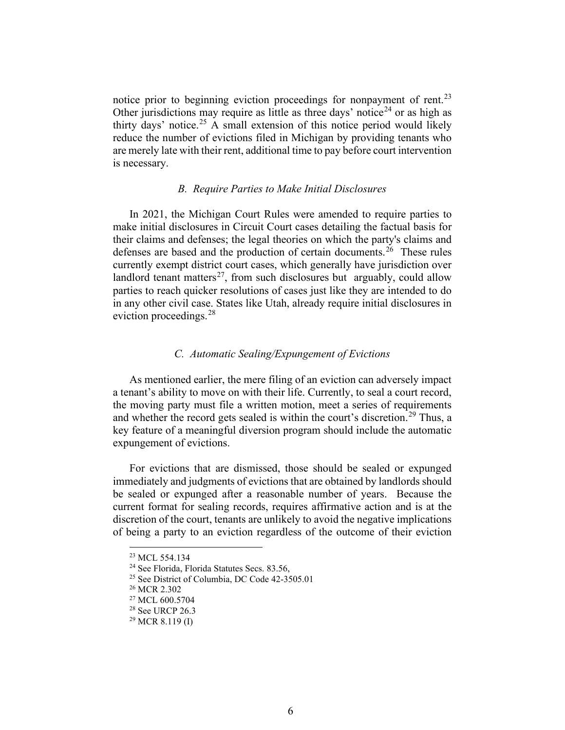notice prior to beginning eviction proceedings for nonpayment of rent.[23] Other jurisdictions may require as little as three days' notice[24] or as high as thirty days' notice.[25] A small extension of this notice period would likely reduce the number of evictions filed in Michigan by providing tenants who are merely late with their rent, additional time to pay before court intervention is necessary.

### *B. Require Parties to Make Initial Disclosures*

In 2021, the Michigan Court Rules were amended to require parties to make initial disclosures in Circuit Court cases detailing the factual basis for their claims and defenses; the legal theories on which the party's claims and defenses are based and the production of certain documents.[26] These rules currently exempt district court cases, which generally have jurisdiction over landlord tenant matters[27], from such disclosures but arguably, could allow parties to reach quicker resolutions of cases just like they are intended to do in any other civil case. States like Utah, already require initial disclosures in eviction proceedings.[28]

### *C. Automatic Sealing/Expungement of Evictions*

As mentioned earlier, the mere filing of an eviction can adversely impact a tenant's ability to move on with their life. Currently, to seal a court record, the moving party must file a written motion, meet a series of requirements and whether the record gets sealed is within the court's discretion.[29] Thus, a key feature of a meaningful diversion program should include the automatic expungement of evictions.

For evictions that are dismissed, those should be sealed or expunged immediately and judgments of evictions that are obtained by landlords should be sealed or expunged after a reasonable number of years. Because the current format for sealing records, requires affirmative action and is at the discretion of the court, tenants are unlikely to avoid the negative implications of being a party to an eviction regardless of the outcome of their eviction

---

[23] MCL 554.134

[24] See Florida, Florida Statutes Secs. 83.56,

[25] See District of Columbia, DC Code 42-3505.01

[26] MCR 2.302

[27] MCL 600.5704

[28] See URCP 26.3

[29] MCR 8.119 (I)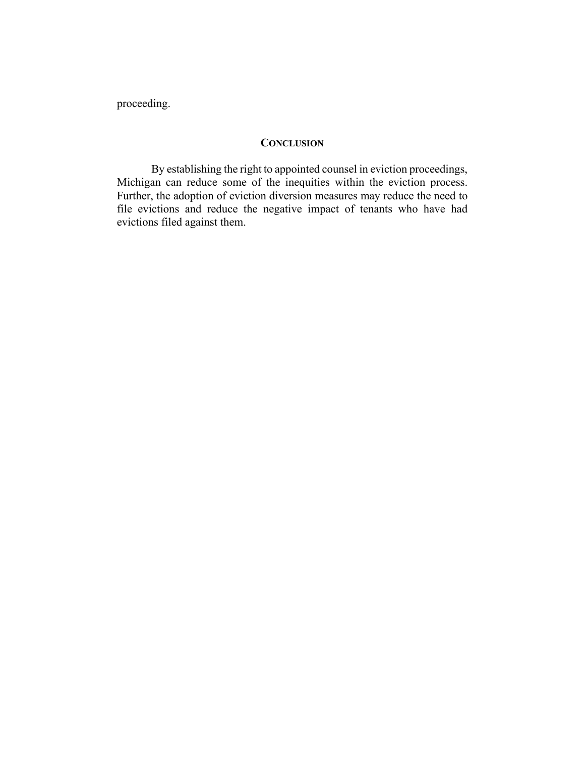proceeding.

## CONCLUSION

By establishing the right to appointed counsel in eviction proceedings, Michigan can reduce some of the inequities within the eviction process. Further, the adoption of eviction diversion measures may reduce the need to file evictions and reduce the negative impact of tenants who have had evictions filed against them.